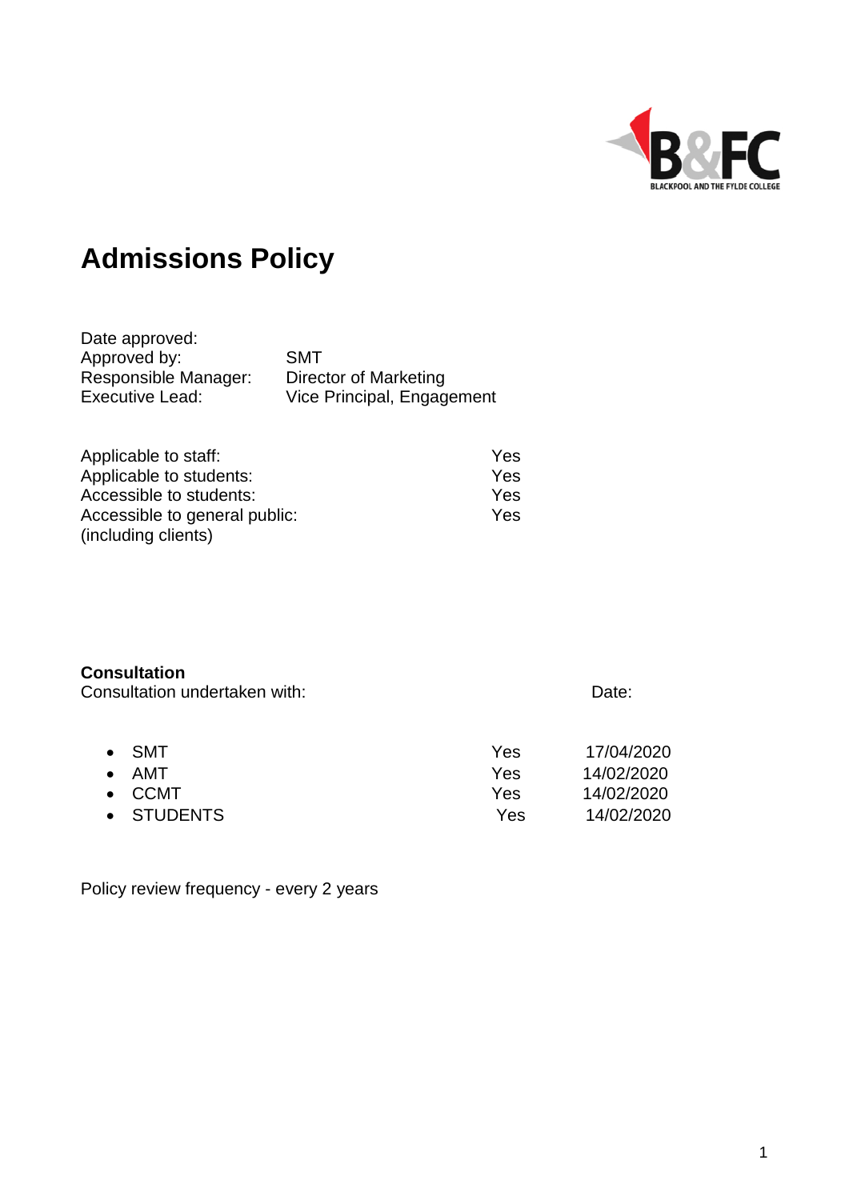# Admissions Policy

| | |
|---|---|
| Date approved: | |
| Approved by: | SMT |
| Responsible Manager: | Director of Marketing |
| Executive Lead: | Vice Principal, Engagement |

| | |
|---|---|
| Applicable to staff: | Yes |
| Applicable to students: | Yes |
| Accessible to students: | Yes |
| Accessible to general public: (including clients) | Yes |

**Consultation**

| Consultation undertaken with: | | Date: |
|---|---|---|
| • SMT | Yes | 17/04/2020 |
| • AMT | Yes | 14/02/2020 |
| • CCMT | Yes | 14/02/2020 |
| • STUDENTS | Yes | 14/02/2020 |

Policy review frequency - every 2 years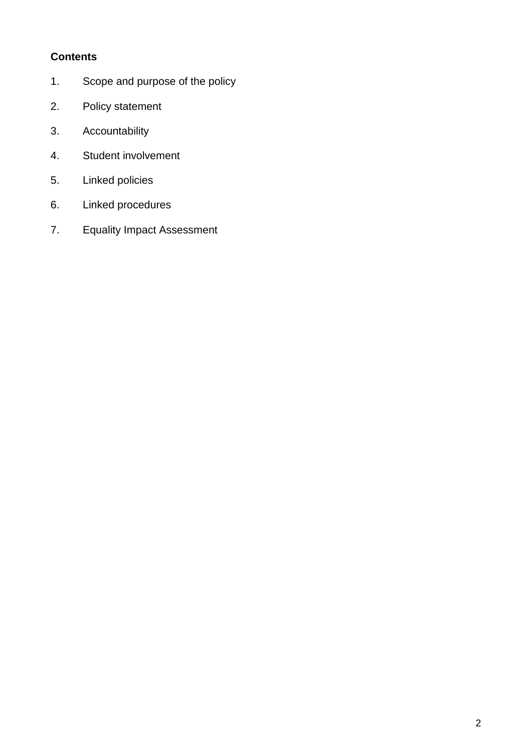**Contents**

1. Scope and purpose of the policy
2. Policy statement
3. Accountability
4. Student involvement
5. Linked policies
6. Linked procedures
7. Equality Impact Assessment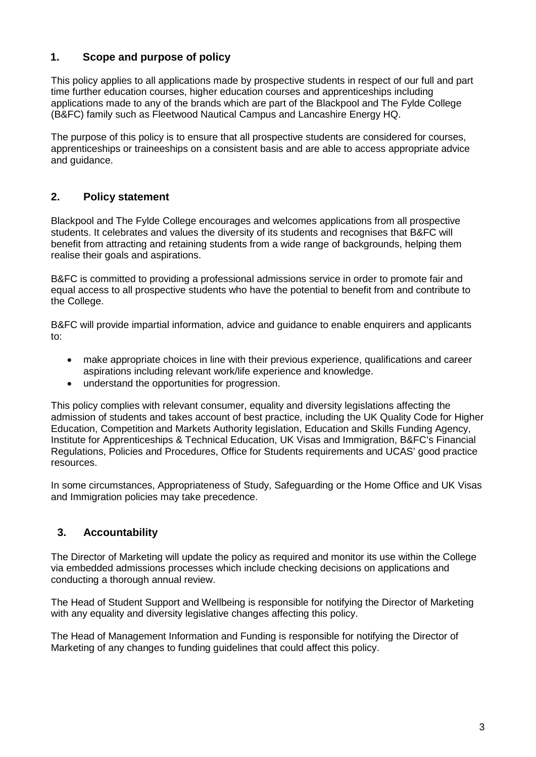## 1. Scope and purpose of policy

This policy applies to all applications made by prospective students in respect of our full and part time further education courses, higher education courses and apprenticeships including applications made to any of the brands which are part of the Blackpool and The Fylde College (B&FC) family such as Fleetwood Nautical Campus and Lancashire Energy HQ.

The purpose of this policy is to ensure that all prospective students are considered for courses, apprenticeships or traineeships on a consistent basis and are able to access appropriate advice and guidance.

## 2. Policy statement

Blackpool and The Fylde College encourages and welcomes applications from all prospective students. It celebrates and values the diversity of its students and recognises that B&FC will benefit from attracting and retaining students from a wide range of backgrounds, helping them realise their goals and aspirations.

B&FC is committed to providing a professional admissions service in order to promote fair and equal access to all prospective students who have the potential to benefit from and contribute to the College.

B&FC will provide impartial information, advice and guidance to enable enquirers and applicants to:

- make appropriate choices in line with their previous experience, qualifications and career aspirations including relevant work/life experience and knowledge.
- understand the opportunities for progression.

This policy complies with relevant consumer, equality and diversity legislations affecting the admission of students and takes account of best practice, including the UK Quality Code for Higher Education, Competition and Markets Authority legislation, Education and Skills Funding Agency, Institute for Apprenticeships & Technical Education, UK Visas and Immigration, B&FC's Financial Regulations, Policies and Procedures, Office for Students requirements and UCAS' good practice resources.

In some circumstances, Appropriateness of Study, Safeguarding or the Home Office and UK Visas and Immigration policies may take precedence.

## 3. Accountability

The Director of Marketing will update the policy as required and monitor its use within the College via embedded admissions processes which include checking decisions on applications and conducting a thorough annual review.

The Head of Student Support and Wellbeing is responsible for notifying the Director of Marketing with any equality and diversity legislative changes affecting this policy.

The Head of Management Information and Funding is responsible for notifying the Director of Marketing of any changes to funding guidelines that could affect this policy.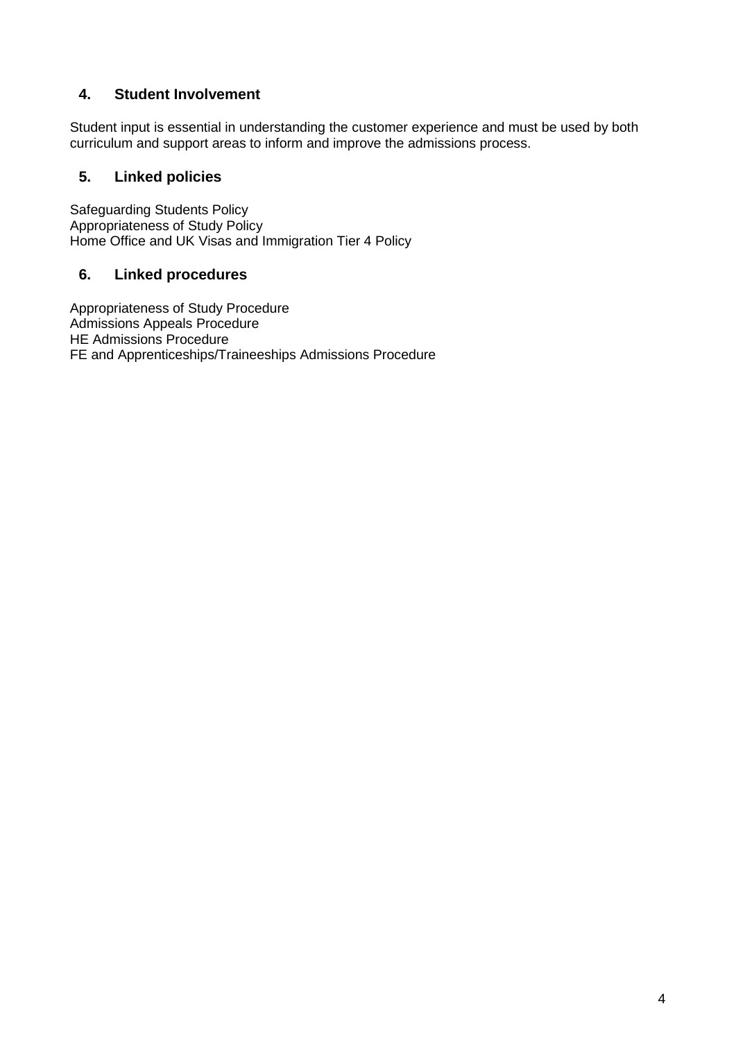## 4. Student Involvement

Student input is essential in understanding the customer experience and must be used by both curriculum and support areas to inform and improve the admissions process.

## 5. Linked policies

Safeguarding Students Policy
Appropriateness of Study Policy
Home Office and UK Visas and Immigration Tier 4 Policy

## 6. Linked procedures

Appropriateness of Study Procedure
Admissions Appeals Procedure
HE Admissions Procedure
FE and Apprenticeships/Traineeships Admissions Procedure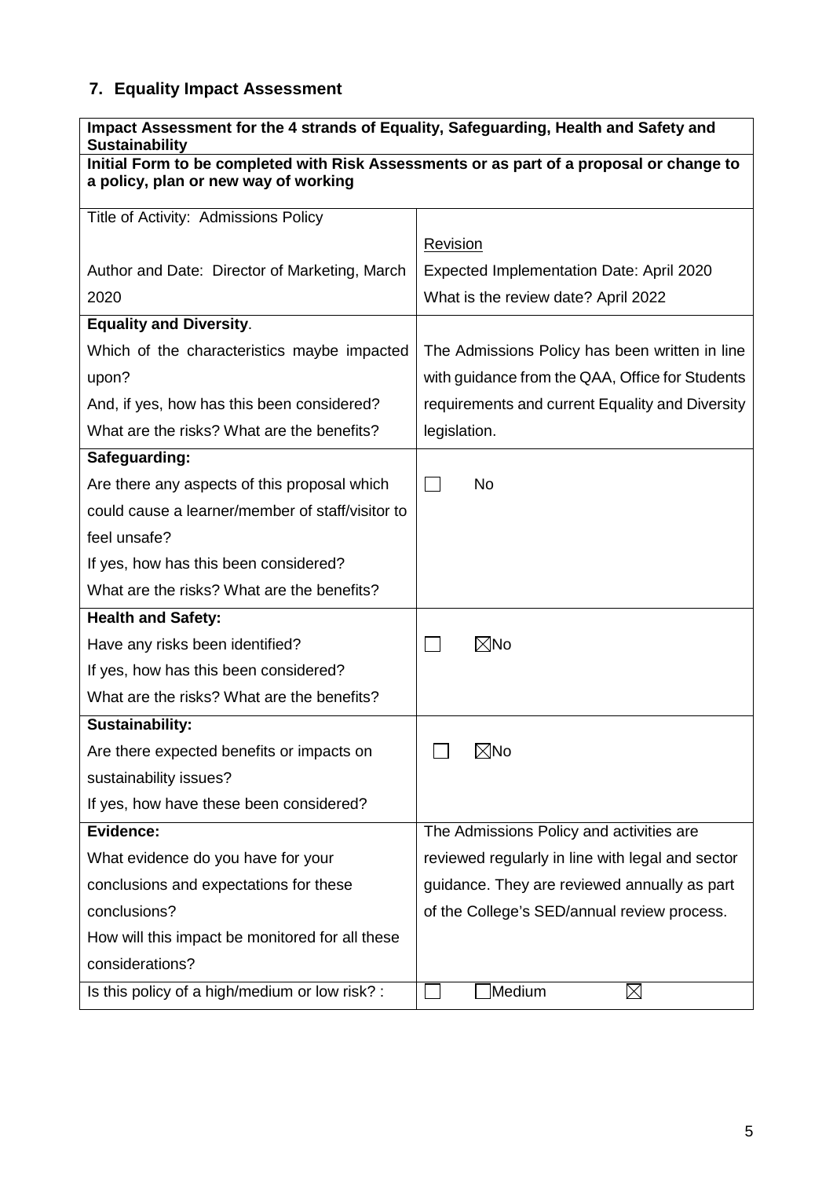## 7. Equality Impact Assessment

| | |
|---|---|
| **Impact Assessment for the 4 strands of Equality, Safeguarding, Health and Safety and Sustainability** | |
| **Initial Form to be completed with Risk Assessments or as part of a proposal or change to a policy, plan or new way of working** | |
| Title of Activity: Admissions Policy<br><br>Author and Date: Director of Marketing, March 2020 | Revision<br>Expected Implementation Date: April 2020<br>What is the review date? April 2022 |
| **Equality and Diversity**.<br>Which of the characteristics maybe impacted upon?<br>And, if yes, how has this been considered?<br>What are the risks? What are the benefits? | The Admissions Policy has been written in line with guidance from the QAA, Office for Students requirements and current Equality and Diversity legislation. |
| **Safeguarding:**<br>Are there any aspects of this proposal which could cause a learner/member of staff/visitor to feel unsafe?<br>If yes, how has this been considered?<br>What are the risks? What are the benefits? | ☐ No |
| **Health and Safety:**<br>Have any risks been identified?<br>If yes, how has this been considered?<br>What are the risks? What are the benefits? | ☐ ☒No |
| **Sustainability:**<br>Are there expected benefits or impacts on sustainability issues?<br>If yes, how have these been considered? | ☐ ☒No |
| **Evidence:**<br>What evidence do you have for your conclusions and expectations for these conclusions?<br>How will this impact be monitored for all these considerations? | The Admissions Policy and activities are reviewed regularly in line with legal and sector guidance. They are reviewed annually as part of the College's SED/annual review process. |
| Is this policy of a high/medium or low risk? : | ☐ ☐Medium ☒ |